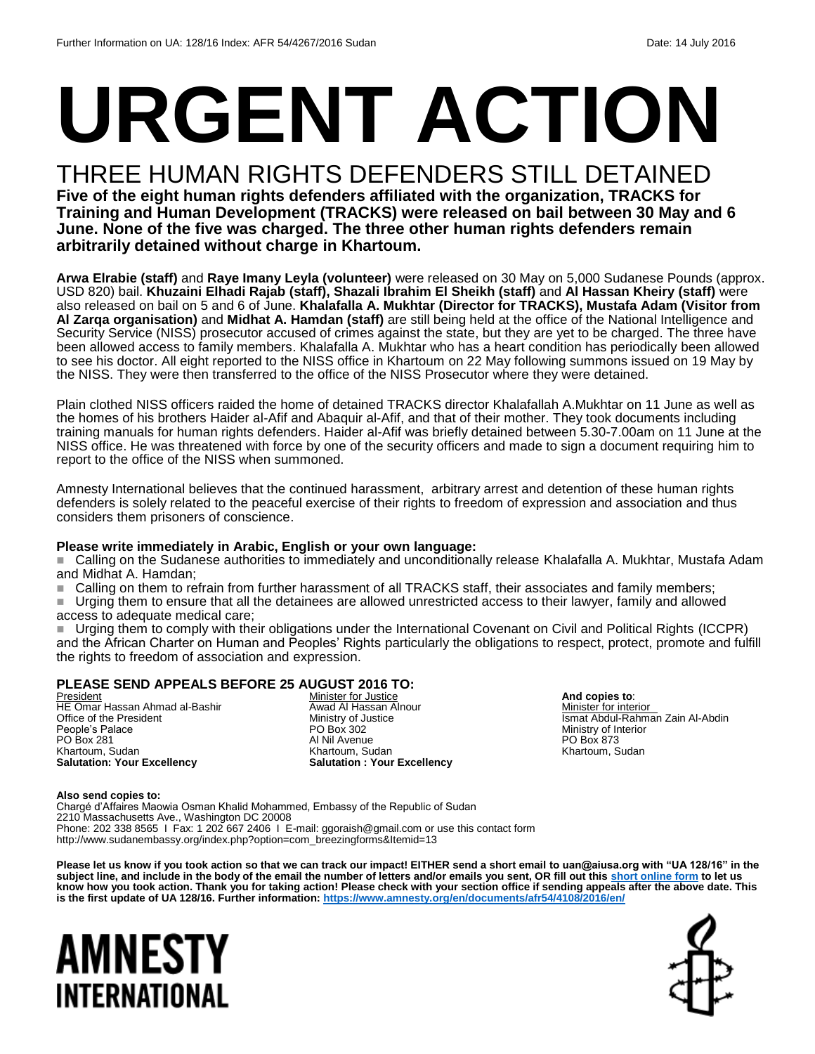# URGENT ACTION

## THREE HUMAN RIGHTS DEFENDERS STILL DETAINED

**Five of the eight human rights defenders affiliated with the organization, TRACKS for Training and Human Development (TRACKS) were released on bail between 30 May and 6 June. None of the five was charged. The three other human rights defenders remain arbitrarily detained without charge in Khartoum.**

**Arwa Elrabie (staff)** and **Raye Imany Leyla (volunteer)** were released on 30 May on 5,000 Sudanese Pounds (approx. USD 820) bail. **Khuzaini Elhadi Rajab (staff), Shazali Ibrahim El Sheikh (staff)** and **Al Hassan Kheiry (staff)** were also released on bail on 5 and 6 of June. **Khalafalla A. Mukhtar (Director for TRACKS), Mustafa Adam (Visitor from Al Zarqa organisation)** and **Midhat A. Hamdan (staff)** are still being held at the office of the National Intelligence and Security Service (NISS) prosecutor accused of crimes against the state, but they are yet to be charged. The three have been allowed access to family members. Khalafalla A. Mukhtar who has a heart condition has periodically been allowed to see his doctor. All eight reported to the NISS office in Khartoum on 22 May following summons issued on 19 May by the NISS. They were then transferred to the office of the NISS Prosecutor where they were detained.

Plain clothed NISS officers raided the home of detained TRACKS director Khalafallah A.Mukhtar on 11 June as well as the homes of his brothers Haider al-Afif and Abaquir al-Afif, and that of their mother. They took documents including training manuals for human rights defenders. Haider al-Afif was briefly detained between 5.30-7.00am on 11 June at the NISS office. He was threatened with force by one of the security officers and made to sign a document requiring him to report to the office of the NISS when summoned.

Amnesty International believes that the continued harassment, arbitrary arrest and detention of these human rights defenders is solely related to the peaceful exercise of their rights to freedom of expression and association and thus considers them prisoners of conscience.

**Please write immediately in Arabic, English or your own language:**

- Calling on the Sudanese authorities to immediately and unconditionally release Khalafalla A. Mukhtar, Mustafa Adam and Midhat A. Hamdan;
- Calling on them to refrain from further harassment of all TRACKS staff, their associates and family members;
- Urging them to ensure that all the detainees are allowed unrestricted access to their lawyer, family and allowed access to adequate medical care;
- Urging them to comply with their obligations under the International Covenant on Civil and Political Rights (ICCPR) and the African Charter on Human and Peoples' Rights particularly the obligations to respect, protect, promote and fulfill the rights to freedom of association and expression.

**PLEASE SEND APPEALS BEFORE 25 AUGUST 2016 TO:**

President
HE Omar Hassan Ahmad al-Bashir
Office of the President
People's Palace
PO Box 281
Khartoum, Sudan
**Salutation: Your Excellency**

Minister for Justice
Awad Al Hassan Alnour
Ministry of Justice
PO Box 302
Al Nil Avenue
Khartoum, Sudan
**Salutation : Your Excellency**

**And copies to**:
Minister for interior
Ismat Abdul-Rahman Zain Al-Abdin
Ministry of Interior
PO Box 873
Khartoum, Sudan

**Also send copies to:**
Chargé d'Affaires Maowia Osman Khalid Mohammed, Embassy of the Republic of Sudan
2210 Massachusetts Ave., Washington DC 20008
Phone: 202 338 8565 I Fax: 1 202 667 2406 I E-mail: ggoraish@gmail.com or use this contact form
http://www.sudanembassy.org/index.php?option=com_breezingforms&Itemid=13

**Please let us know if you took action so that we can track our impact! EITHER send a short email to uan@aiusa.org with "UA 128/16" in the subject line, and include in the body of the email the number of letters and/or emails you sent, OR fill out this short online form to let us know how you took action. Thank you for taking action! Please check with your section office if sending appeals after the above date. This is the first update of UA 128/16. Further information: https://www.amnesty.org/en/documents/afr54/4108/2016/en/**

AMNESTY INTERNATIONAL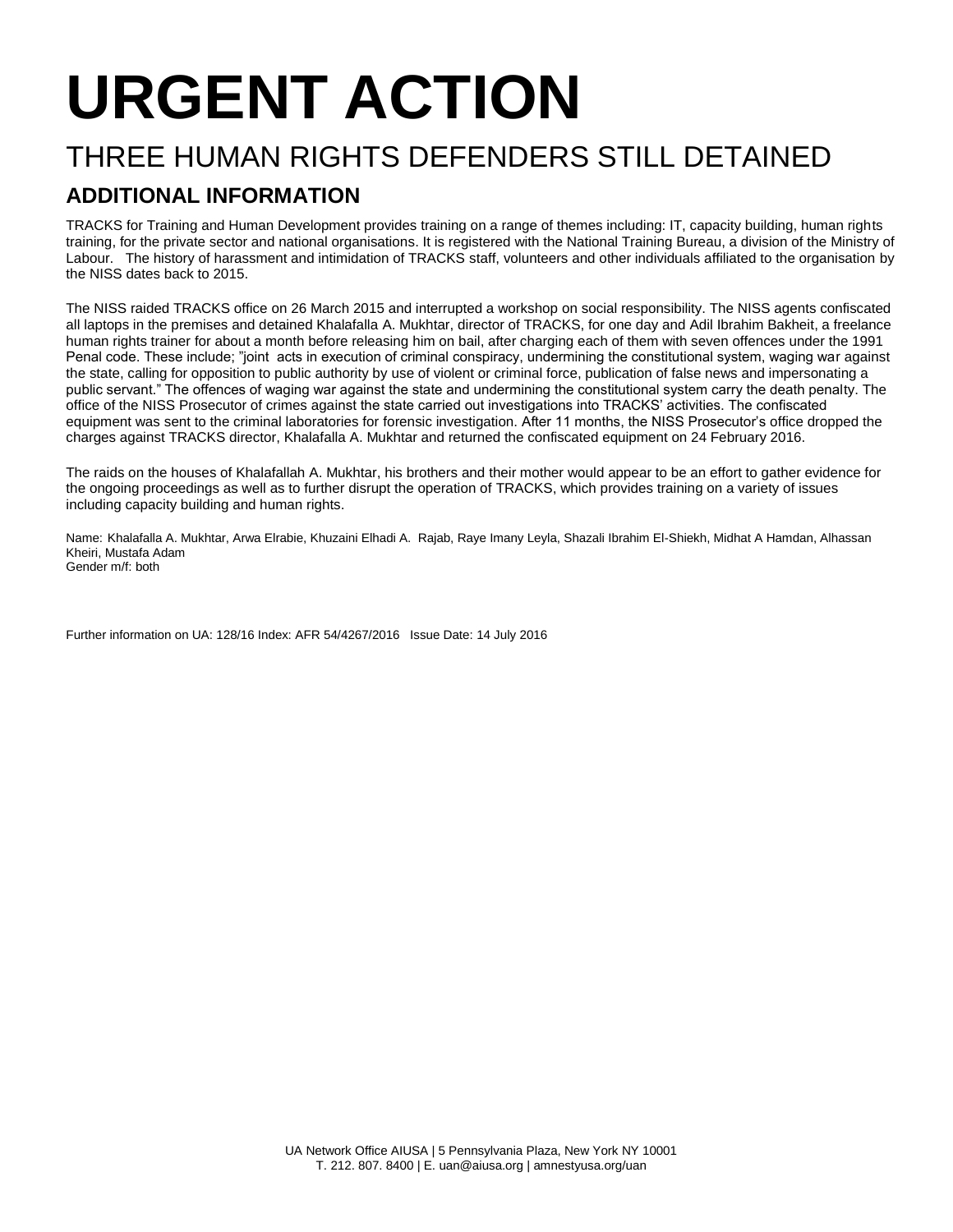# URGENT ACTION

## THREE HUMAN RIGHTS DEFENDERS STILL DETAINED

### ADDITIONAL INFORMATION

TRACKS for Training and Human Development provides training on a range of themes including: IT, capacity building, human rights training, for the private sector and national organisations. It is registered with the National Training Bureau, a division of the Ministry of Labour. The history of harassment and intimidation of TRACKS staff, volunteers and other individuals affiliated to the organisation by the NISS dates back to 2015.

The NISS raided TRACKS office on 26 March 2015 and interrupted a workshop on social responsibility. The NISS agents confiscated all laptops in the premises and detained Khalafalla A. Mukhtar, director of TRACKS, for one day and Adil Ibrahim Bakheit, a freelance human rights trainer for about a month before releasing him on bail, after charging each of them with seven offences under the 1991 Penal code. These include; "joint acts in execution of criminal conspiracy, undermining the constitutional system, waging war against the state, calling for opposition to public authority by use of violent or criminal force, publication of false news and impersonating a public servant." The offences of waging war against the state and undermining the constitutional system carry the death penalty. The office of the NISS Prosecutor of crimes against the state carried out investigations into TRACKS' activities. The confiscated equipment was sent to the criminal laboratories for forensic investigation. After 11 months, the NISS Prosecutor's office dropped the charges against TRACKS director, Khalafalla A. Mukhtar and returned the confiscated equipment on 24 February 2016.

The raids on the houses of Khalafallah A. Mukhtar, his brothers and their mother would appear to be an effort to gather evidence for the ongoing proceedings as well as to further disrupt the operation of TRACKS, which provides training on a variety of issues including capacity building and human rights.

Name: Khalafalla A. Mukhtar, Arwa Elrabie, Khuzaini Elhadi A. Rajab, Raye Imany Leyla, Shazali Ibrahim El-Shiekh, Midhat A Hamdan, Alhassan Kheiri, Mustafa Adam
Gender m/f: both

Further information on UA: 128/16 Index: AFR 54/4267/2016 Issue Date: 14 July 2016

UA Network Office AIUSA | 5 Pennsylvania Plaza, New York NY 10001
T. 212. 807. 8400 | E. uan@aiusa.org | amnestyusa.org/uan